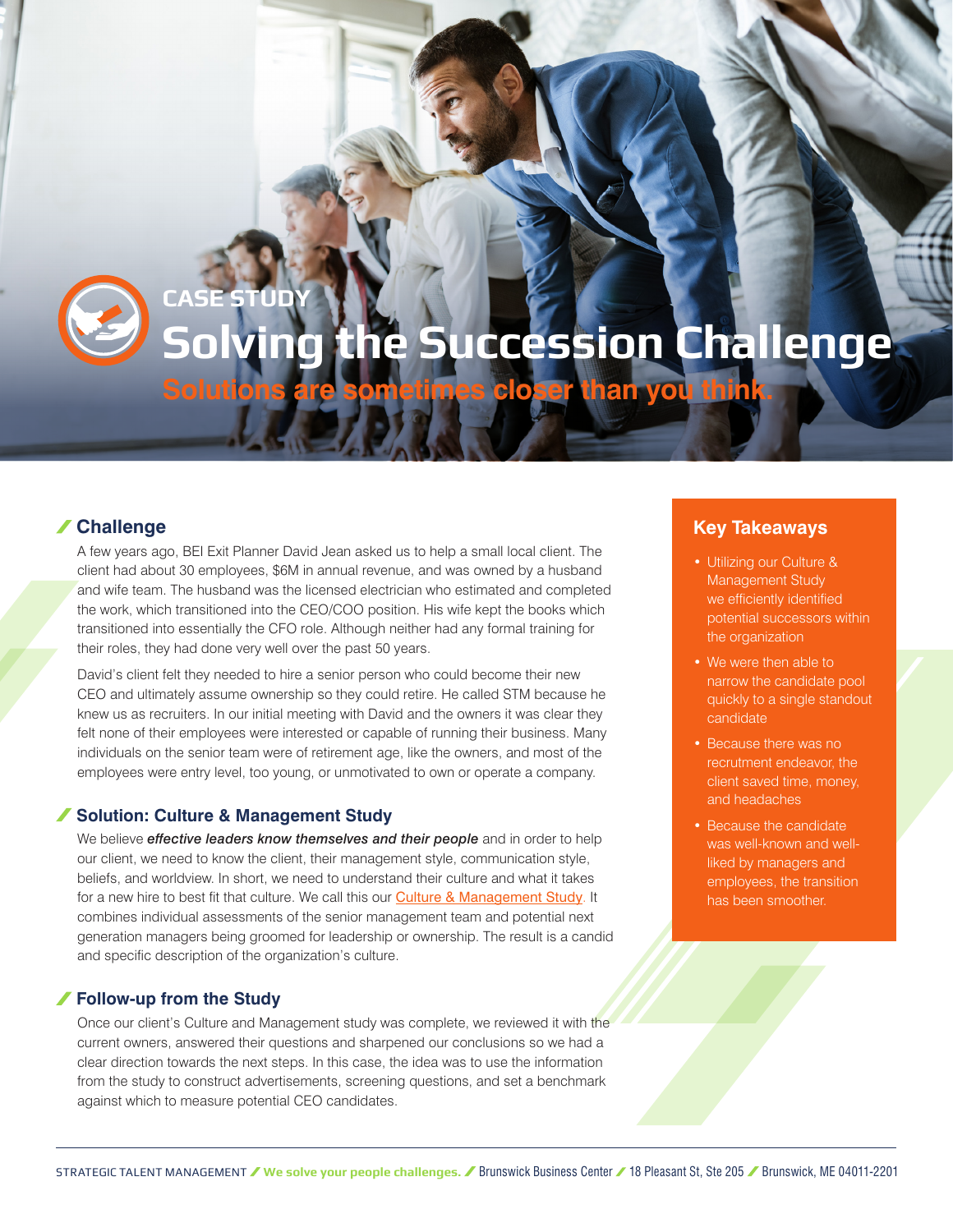CASE STUDY

# Solving the Succession Challenge

**Solutions are sometimes closer than you think.**

## Challenge

A few years ago, BEI Exit Planner David Jean asked us to help a small local client. The client had about 30 employees, $6M in annual revenue, and was owned by a husband and wife team. The husband was the licensed electrician who estimated and completed the work, which transitioned into the CEO/COO position. His wife kept the books which transitioned into essentially the CFO role. Although neither had any formal training for their roles, they had done very well over the past 50 years.

David's client felt they needed to hire a senior person who could become their new CEO and ultimately assume ownership so they could retire. He called STM because he knew us as recruiters. In our initial meeting with David and the owners it was clear they felt none of their employees were interested or capable of running their business. Many individuals on the senior team were of retirement age, like the owners, and most of the employees were entry level, too young, or unmotivated to own or operate a company.

## Solution: Culture & Management Study

We believe ***effective leaders know themselves and their people*** and in order to help our client, we need to know the client, their management style, communication style, beliefs, and worldview. In short, we need to understand their culture and what it takes for a new hire to best fit that culture. We call this our Culture & Management Study. It combines individual assessments of the senior management team and potential next generation managers being groomed for leadership or ownership. The result is a candid and specific description of the organization's culture.

## Follow-up from the Study

Once our client's Culture and Management study was complete, we reviewed it with the current owners, answered their questions and sharpened our conclusions so we had a clear direction towards the next steps. In this case, the idea was to use the information from the study to construct advertisements, screening questions, and set a benchmark against which to measure potential CEO candidates.

## Key Takeaways

- Utilizing our Culture & Management Study we efficiently identified potential successors within the organization
- We were then able to narrow the candidate pool quickly to a single standout candidate
- Because there was no recrutment endeavor, the client saved time, money, and headaches
- Because the candidate was well-known and well-liked by managers and employees, the transition has been smoother.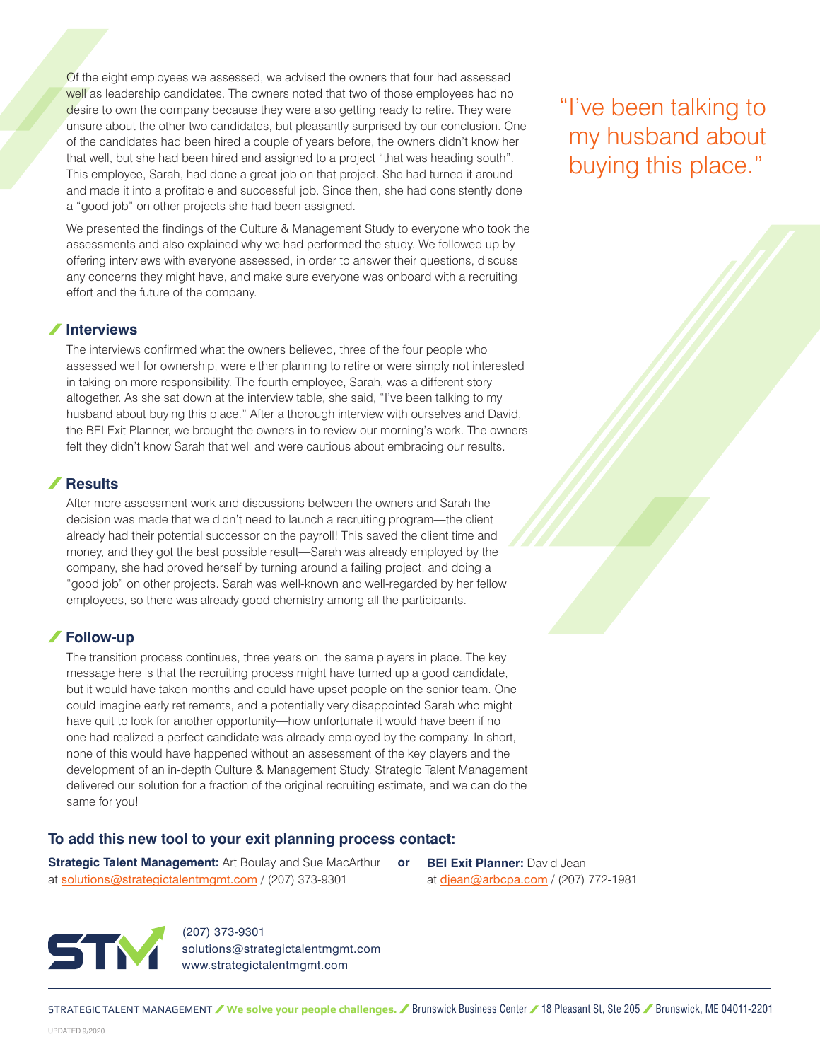Of the eight employees we assessed, we advised the owners that four had assessed well as leadership candidates. The owners noted that two of those employees had no desire to own the company because they were also getting ready to retire. They were unsure about the other two candidates, but pleasantly surprised by our conclusion. One of the candidates had been hired a couple of years before, the owners didn't know her that well, but she had been hired and assigned to a project "that was heading south". This employee, Sarah, had done a great job on that project. She had turned it around and made it into a profitable and successful job. Since then, she had consistently done a "good job" on other projects she had been assigned.

We presented the findings of the Culture & Management Study to everyone who took the assessments and also explained why we had performed the study. We followed up by offering interviews with everyone assessed, in order to answer their questions, discuss any concerns they might have, and make sure everyone was onboard with a recruiting effort and the future of the company.

> "I've been talking to my husband about buying this place."

## Interviews

The interviews confirmed what the owners believed, three of the four people who assessed well for ownership, were either planning to retire or were simply not interested in taking on more responsibility. The fourth employee, Sarah, was a different story altogether. As she sat down at the interview table, she said, "I've been talking to my husband about buying this place." After a thorough interview with ourselves and David, the BEI Exit Planner, we brought the owners in to review our morning's work. The owners felt they didn't know Sarah that well and were cautious about embracing our results.

## Results

After more assessment work and discussions between the owners and Sarah the decision was made that we didn't need to launch a recruiting program—the client already had their potential successor on the payroll! This saved the client time and money, and they got the best possible result—Sarah was already employed by the company, she had proved herself by turning around a failing project, and doing a "good job" on other projects. Sarah was well-known and well-regarded by her fellow employees, so there was already good chemistry among all the participants.

## Follow-up

The transition process continues, three years on, the same players in place. The key message here is that the recruiting process might have turned up a good candidate, but it would have taken months and could have upset people on the senior team. One could imagine early retirements, and a potentially very disappointed Sarah who might have quit to look for another opportunity—how unfortunate it would have been if no one had realized a perfect candidate was already employed by the company. In short, none of this would have happened without an assessment of the key players and the development of an in-depth Culture & Management Study. Strategic Talent Management delivered our solution for a fraction of the original recruiting estimate, and we can do the same for you!

### To add this new tool to your exit planning process contact:

**Strategic Talent Management:** Art Boulay and Sue MacArthur at solutions@strategictalentmgmt.com / (207) 373-9301

**or**

**BEI Exit Planner:** David Jean at djean@arbcpa.com / (207) 772-1981

(207) 373-9301
solutions@strategictalentmgmt.com
www.strategictalentmgmt.com

STRATEGIC TALENT MANAGEMENT / **We solve your people challenges.** / Brunswick Business Center / 18 Pleasant St, Ste 205 / Brunswick, ME 04011-2201

UPDATED 9/2020